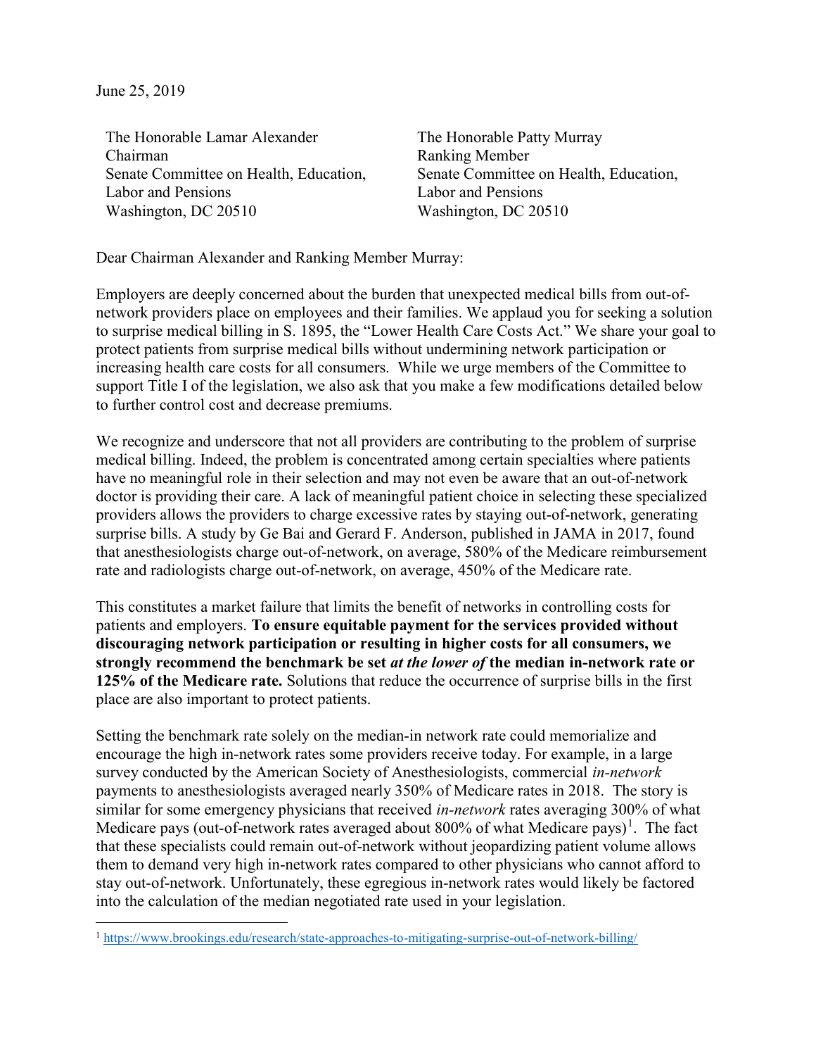June 25, 2019

The Honorable Lamar Alexander
Chairman
Senate Committee on Health, Education, Labor and Pensions
Washington, DC 20510

The Honorable Patty Murray
Ranking Member
Senate Committee on Health, Education, Labor and Pensions
Washington, DC 20510

Dear Chairman Alexander and Ranking Member Murray:

Employers are deeply concerned about the burden that unexpected medical bills from out-of-network providers place on employees and their families. We applaud you for seeking a solution to surprise medical billing in S. 1895, the "Lower Health Care Costs Act." We share your goal to protect patients from surprise medical bills without undermining network participation or increasing health care costs for all consumers. While we urge members of the Committee to support Title I of the legislation, we also ask that you make a few modifications detailed below to further control cost and decrease premiums.

We recognize and underscore that not all providers are contributing to the problem of surprise medical billing. Indeed, the problem is concentrated among certain specialties where patients have no meaningful role in their selection and may not even be aware that an out-of-network doctor is providing their care. A lack of meaningful patient choice in selecting these specialized providers allows the providers to charge excessive rates by staying out-of-network, generating surprise bills. A study by Ge Bai and Gerard F. Anderson, published in JAMA in 2017, found that anesthesiologists charge out-of-network, on average, 580% of the Medicare reimbursement rate and radiologists charge out-of-network, on average, 450% of the Medicare rate.

This constitutes a market failure that limits the benefit of networks in controlling costs for patients and employers. **To ensure equitable payment for the services provided without discouraging network participation or resulting in higher costs for all consumers, we strongly recommend the benchmark be set *at the lower of* the median in-network rate or 125% of the Medicare rate.** Solutions that reduce the occurrence of surprise bills in the first place are also important to protect patients.

Setting the benchmark rate solely on the median-in network rate could memorialize and encourage the high in-network rates some providers receive today. For example, in a large survey conducted by the American Society of Anesthesiologists, commercial *in-network* payments to anesthesiologists averaged nearly 350% of Medicare rates in 2018. The story is similar for some emergency physicians that received *in-network* rates averaging 300% of what Medicare pays (out-of-network rates averaged about 800% of what Medicare pays)[1]. The fact that these specialists could remain out-of-network without jeopardizing patient volume allows them to demand very high in-network rates compared to other physicians who cannot afford to stay out-of-network. Unfortunately, these egregious in-network rates would likely be factored into the calculation of the median negotiated rate used in your legislation.

[1] https://www.brookings.edu/research/state-approaches-to-mitigating-surprise-out-of-network-billing/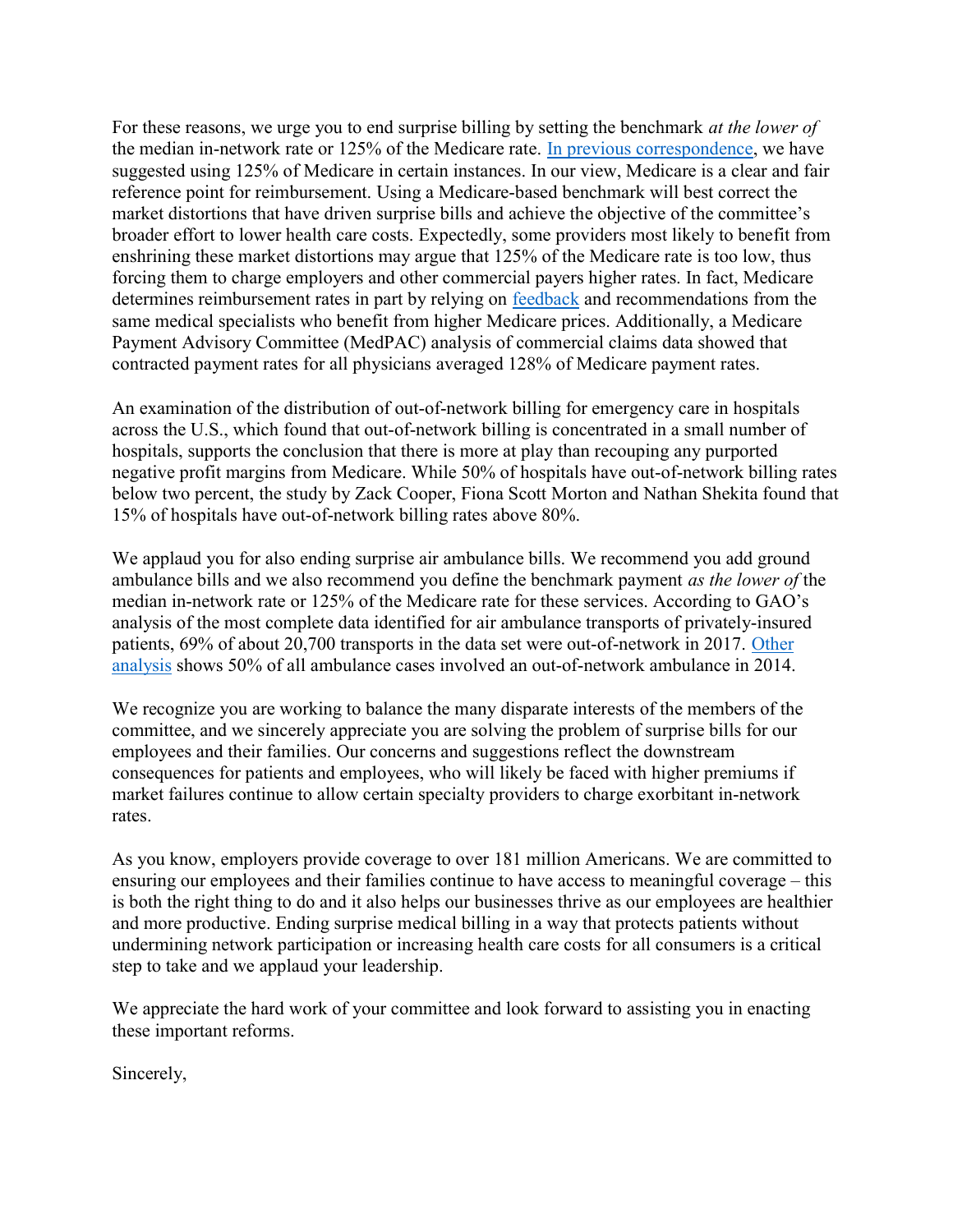For these reasons, we urge you to end surprise billing by setting the benchmark *at the lower of* the median in-network rate or 125% of the Medicare rate. [In previous correspondence](), we have suggested using 125% of Medicare in certain instances. In our view, Medicare is a clear and fair reference point for reimbursement. Using a Medicare-based benchmark will best correct the market distortions that have driven surprise bills and achieve the objective of the committee's broader effort to lower health care costs. Expectedly, some providers most likely to benefit from enshrining these market distortions may argue that 125% of the Medicare rate is too low, thus forcing them to charge employers and other commercial payers higher rates. In fact, Medicare determines reimbursement rates in part by relying on [feedback]() and recommendations from the same medical specialists who benefit from higher Medicare prices. Additionally, a Medicare Payment Advisory Committee (MedPAC) analysis of commercial claims data showed that contracted payment rates for all physicians averaged 128% of Medicare payment rates.

An examination of the distribution of out-of-network billing for emergency care in hospitals across the U.S., which found that out-of-network billing is concentrated in a small number of hospitals, supports the conclusion that there is more at play than recouping any purported negative profit margins from Medicare. While 50% of hospitals have out-of-network billing rates below two percent, the study by Zack Cooper, Fiona Scott Morton and Nathan Shekita found that 15% of hospitals have out-of-network billing rates above 80%.

We applaud you for also ending surprise air ambulance bills. We recommend you add ground ambulance bills and we also recommend you define the benchmark payment *as the lower of* the median in-network rate or 125% of the Medicare rate for these services. According to GAO's analysis of the most complete data identified for air ambulance transports of privately-insured patients, 69% of about 20,700 transports in the data set were out-of-network in 2017. [Other analysis]() shows 50% of all ambulance cases involved an out-of-network ambulance in 2014.

We recognize you are working to balance the many disparate interests of the members of the committee, and we sincerely appreciate you are solving the problem of surprise bills for our employees and their families. Our concerns and suggestions reflect the downstream consequences for patients and employees, who will likely be faced with higher premiums if market failures continue to allow certain specialty providers to charge exorbitant in-network rates.

As you know, employers provide coverage to over 181 million Americans. We are committed to ensuring our employees and their families continue to have access to meaningful coverage – this is both the right thing to do and it also helps our businesses thrive as our employees are healthier and more productive. Ending surprise medical billing in a way that protects patients without undermining network participation or increasing health care costs for all consumers is a critical step to take and we applaud your leadership.

We appreciate the hard work of your committee and look forward to assisting you in enacting these important reforms.

Sincerely,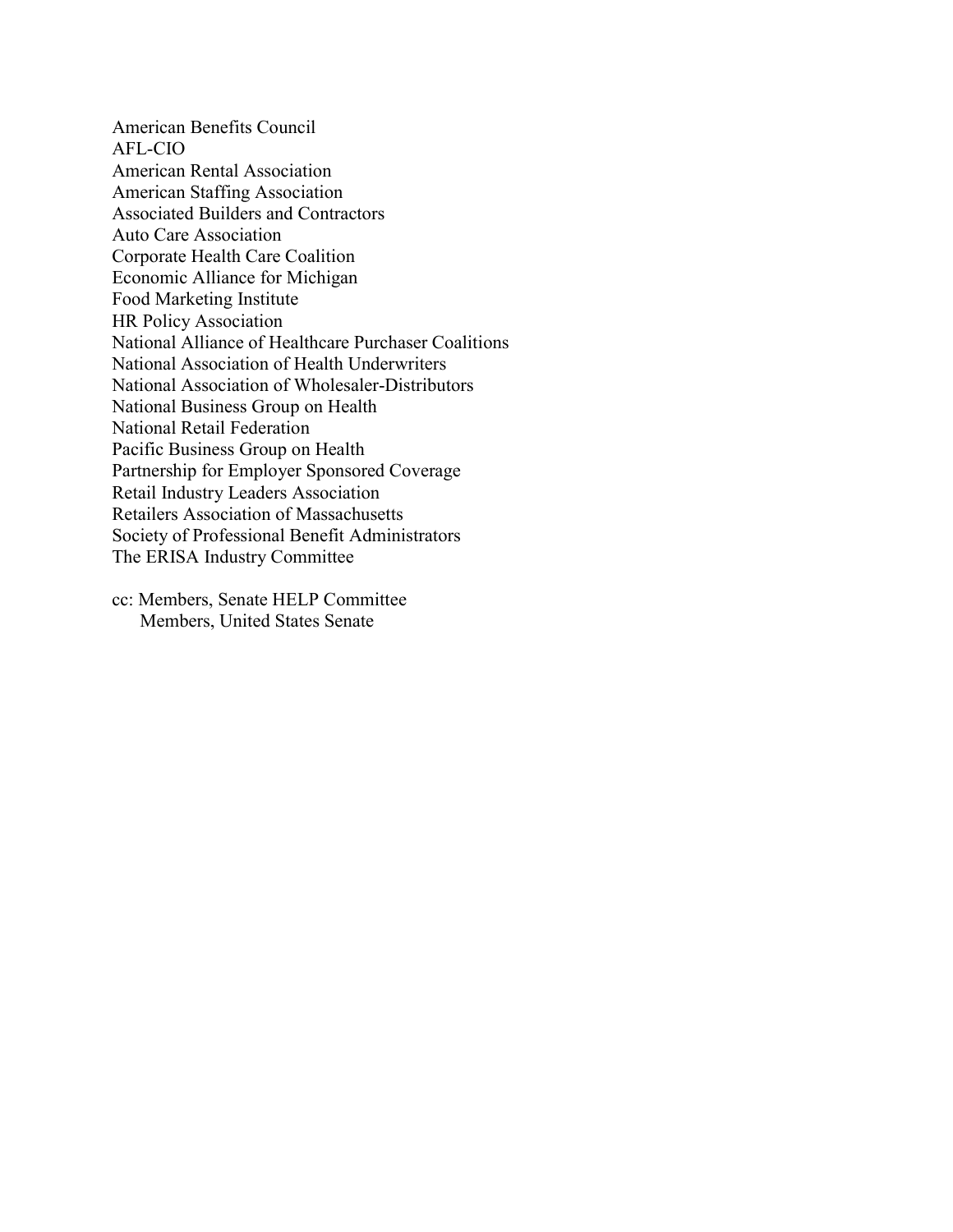American Benefits Council
AFL-CIO
American Rental Association
American Staffing Association
Associated Builders and Contractors
Auto Care Association
Corporate Health Care Coalition
Economic Alliance for Michigan
Food Marketing Institute
HR Policy Association
National Alliance of Healthcare Purchaser Coalitions
National Association of Health Underwriters
National Association of Wholesaler-Distributors
National Business Group on Health
National Retail Federation
Pacific Business Group on Health
Partnership for Employer Sponsored Coverage
Retail Industry Leaders Association
Retailers Association of Massachusetts
Society of Professional Benefit Administrators
The ERISA Industry Committee

cc: Members, Senate HELP Committee
Members, United States Senate